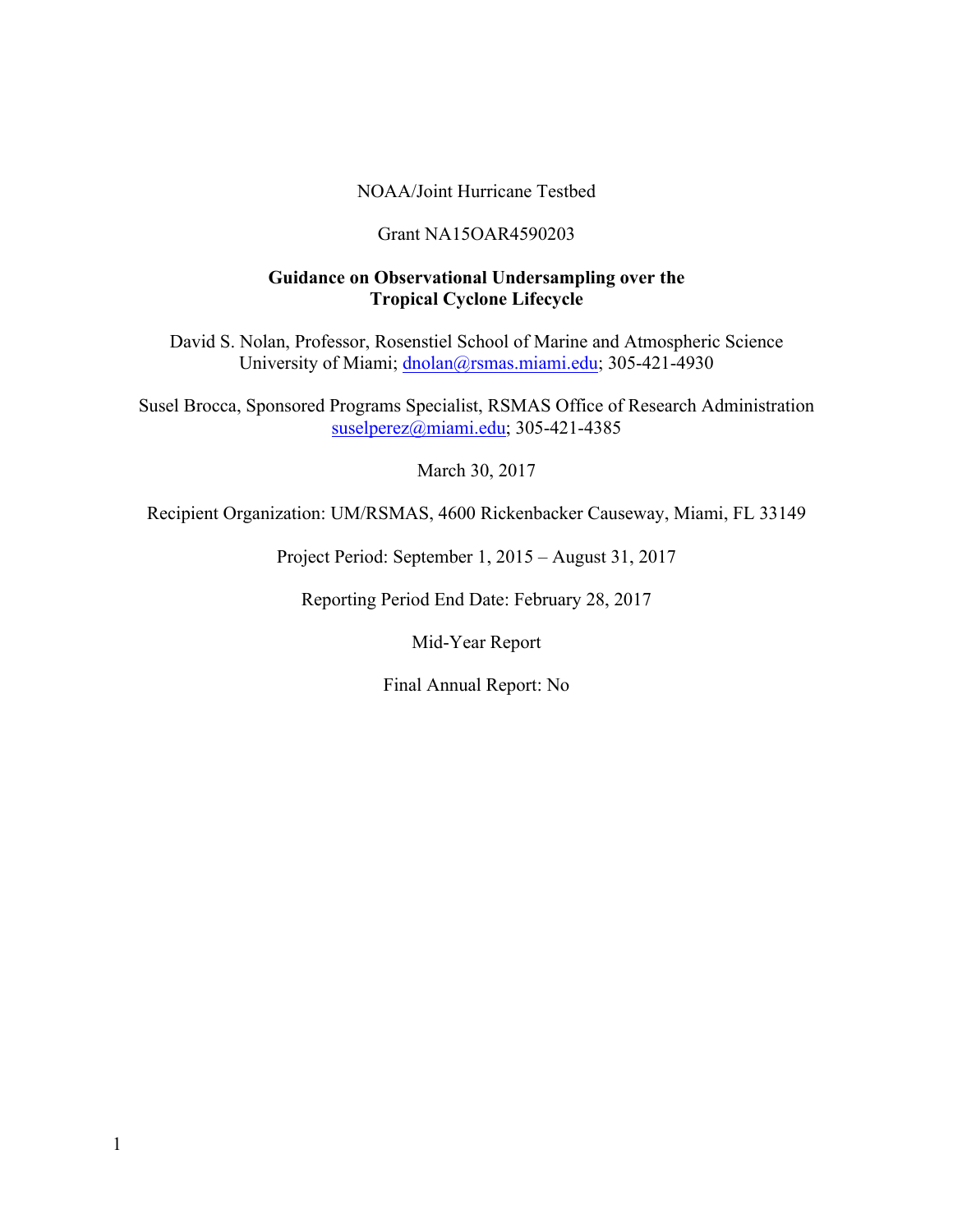NOAA/Joint Hurricane Testbed

Grant NA15OAR4590203

**Guidance on Observational Undersampling over the Tropical Cyclone Lifecycle**

David S. Nolan, Professor, Rosenstiel School of Marine and Atmospheric Science University of Miami; dnolan@rsmas.miami.edu; 305-421-4930

Susel Brocca, Sponsored Programs Specialist, RSMAS Office of Research Administration suselperez@miami.edu; 305-421-4385

March 30, 2017

Recipient Organization: UM/RSMAS, 4600 Rickenbacker Causeway, Miami, FL 33149

Project Period: September 1, 2015 – August 31, 2017

Reporting Period End Date: February 28, 2017

Mid-Year Report

Final Annual Report: No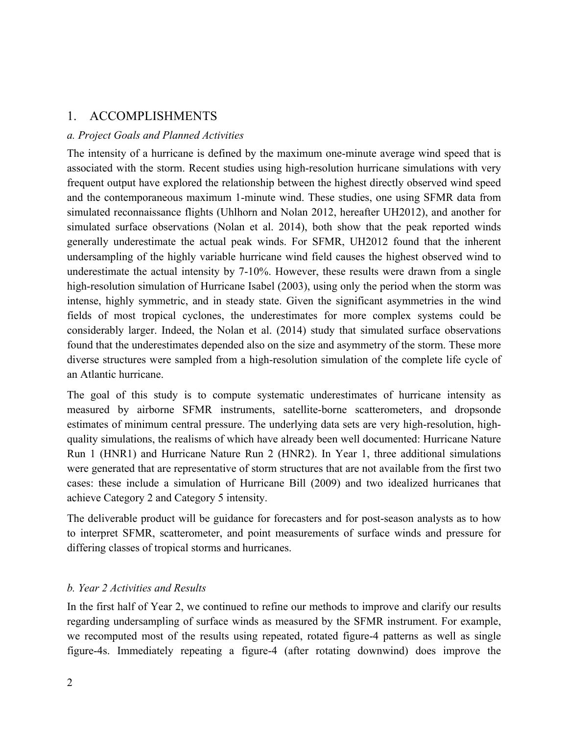# 1. ACCOMPLISHMENTS

### *a. Project Goals and Planned Activities*

The intensity of a hurricane is defined by the maximum one-minute average wind speed that is associated with the storm. Recent studies using high-resolution hurricane simulations with very frequent output have explored the relationship between the highest directly observed wind speed and the contemporaneous maximum 1-minute wind. These studies, one using SFMR data from simulated reconnaissance flights (Uhlhorn and Nolan 2012, hereafter UH2012), and another for simulated surface observations (Nolan et al. 2014), both show that the peak reported winds generally underestimate the actual peak winds. For SFMR, UH2012 found that the inherent undersampling of the highly variable hurricane wind field causes the highest observed wind to underestimate the actual intensity by 7-10%. However, these results were drawn from a single high-resolution simulation of Hurricane Isabel (2003), using only the period when the storm was intense, highly symmetric, and in steady state. Given the significant asymmetries in the wind fields of most tropical cyclones, the underestimates for more complex systems could be considerably larger. Indeed, the Nolan et al. (2014) study that simulated surface observations found that the underestimates depended also on the size and asymmetry of the storm. These more diverse structures were sampled from a high-resolution simulation of the complete life cycle of an Atlantic hurricane.

The goal of this study is to compute systematic underestimates of hurricane intensity as measured by airborne SFMR instruments, satellite-borne scatterometers, and dropsonde estimates of minimum central pressure. The underlying data sets are very high-resolution, high-quality simulations, the realisms of which have already been well documented: Hurricane Nature Run 1 (HNR1) and Hurricane Nature Run 2 (HNR2). In Year 1, three additional simulations were generated that are representative of storm structures that are not available from the first two cases: these include a simulation of Hurricane Bill (2009) and two idealized hurricanes that achieve Category 2 and Category 5 intensity.

The deliverable product will be guidance for forecasters and for post-season analysts as to how to interpret SFMR, scatterometer, and point measurements of surface winds and pressure for differing classes of tropical storms and hurricanes.

### *b. Year 2 Activities and Results*

In the first half of Year 2, we continued to refine our methods to improve and clarify our results regarding undersampling of surface winds as measured by the SFMR instrument. For example, we recomputed most of the results using repeated, rotated figure-4 patterns as well as single figure-4s. Immediately repeating a figure-4 (after rotating downwind) does improve the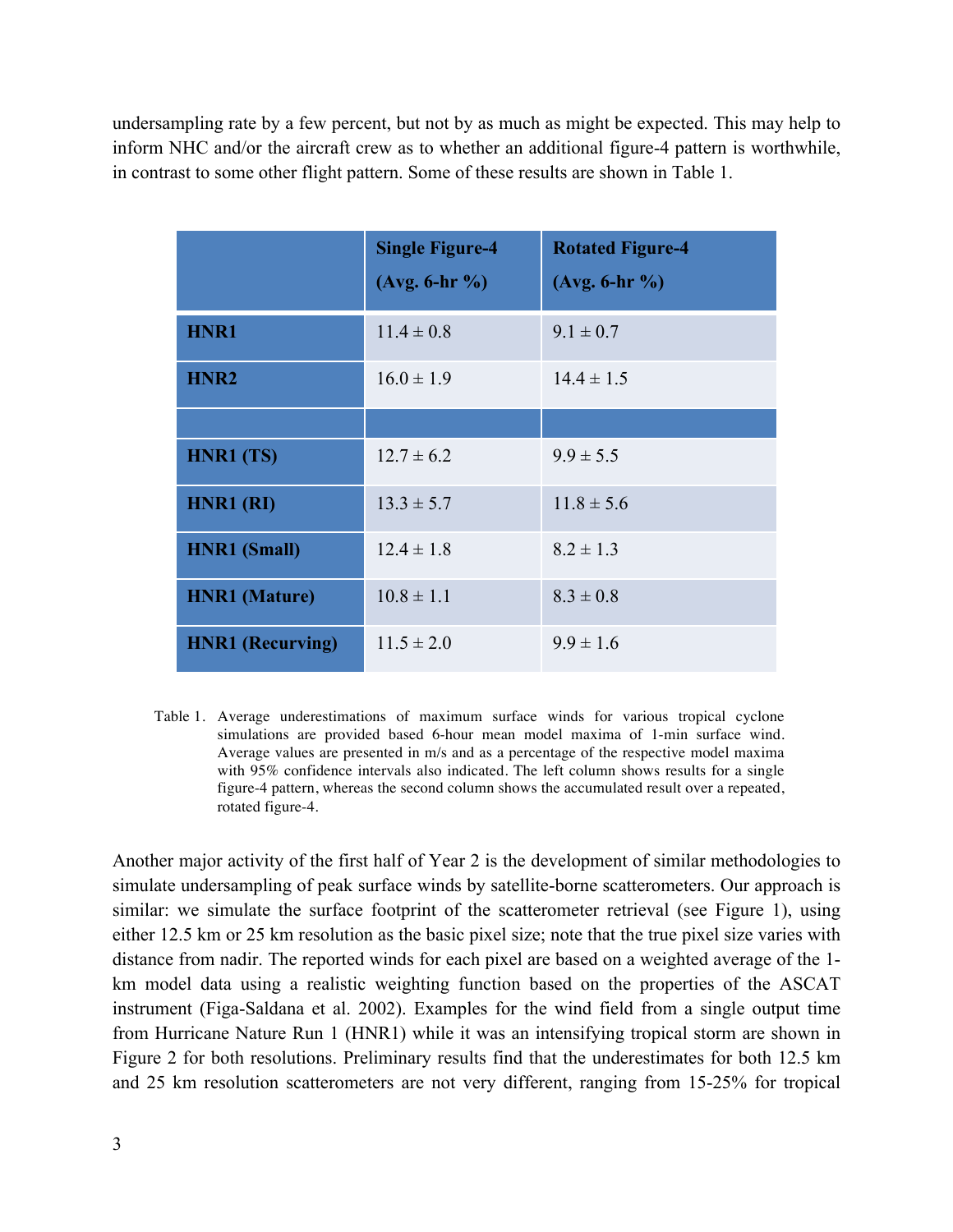undersampling rate by a few percent, but not by as much as might be expected. This may help to inform NHC and/or the aircraft crew as to whether an additional figure-4 pattern is worthwhile, in contrast to some other flight pattern. Some of these results are shown in Table 1.

| | **Single Figure-4 (Avg. 6-hr %)** | **Rotated Figure-4 (Avg. 6-hr %)** |
|---|---|---|
| **HNR1** | 11.4 ± 0.8 | 9.1 ± 0.7 |
| **HNR2** | 16.0 ± 1.9 | 14.4 ± 1.5 |
| | | |
| **HNR1 (TS)** | 12.7 ± 6.2 | 9.9 ± 5.5 |
| **HNR1 (RI)** | 13.3 ± 5.7 | 11.8 ± 5.6 |
| **HNR1 (Small)** | 12.4 ± 1.8 | 8.2 ± 1.3 |
| **HNR1 (Mature)** | 10.8 ± 1.1 | 8.3 ± 0.8 |
| **HNR1 (Recurving)** | 11.5 ± 2.0 | 9.9 ± 1.6 |

Table 1. Average underestimations of maximum surface winds for various tropical cyclone simulations are provided based 6-hour mean model maxima of 1-min surface wind. Average values are presented in m/s and as a percentage of the respective model maxima with 95% confidence intervals also indicated. The left column shows results for a single figure-4 pattern, whereas the second column shows the accumulated result over a repeated, rotated figure-4.

Another major activity of the first half of Year 2 is the development of similar methodologies to simulate undersampling of peak surface winds by satellite-borne scatterometers. Our approach is similar: we simulate the surface footprint of the scatterometer retrieval (see Figure 1), using either 12.5 km or 25 km resolution as the basic pixel size; note that the true pixel size varies with distance from nadir. The reported winds for each pixel are based on a weighted average of the 1-km model data using a realistic weighting function based on the properties of the ASCAT instrument (Figa-Saldana et al. 2002). Examples for the wind field from a single output time from Hurricane Nature Run 1 (HNR1) while it was an intensifying tropical storm are shown in Figure 2 for both resolutions. Preliminary results find that the underestimates for both 12.5 km and 25 km resolution scatterometers are not very different, ranging from 15-25% for tropical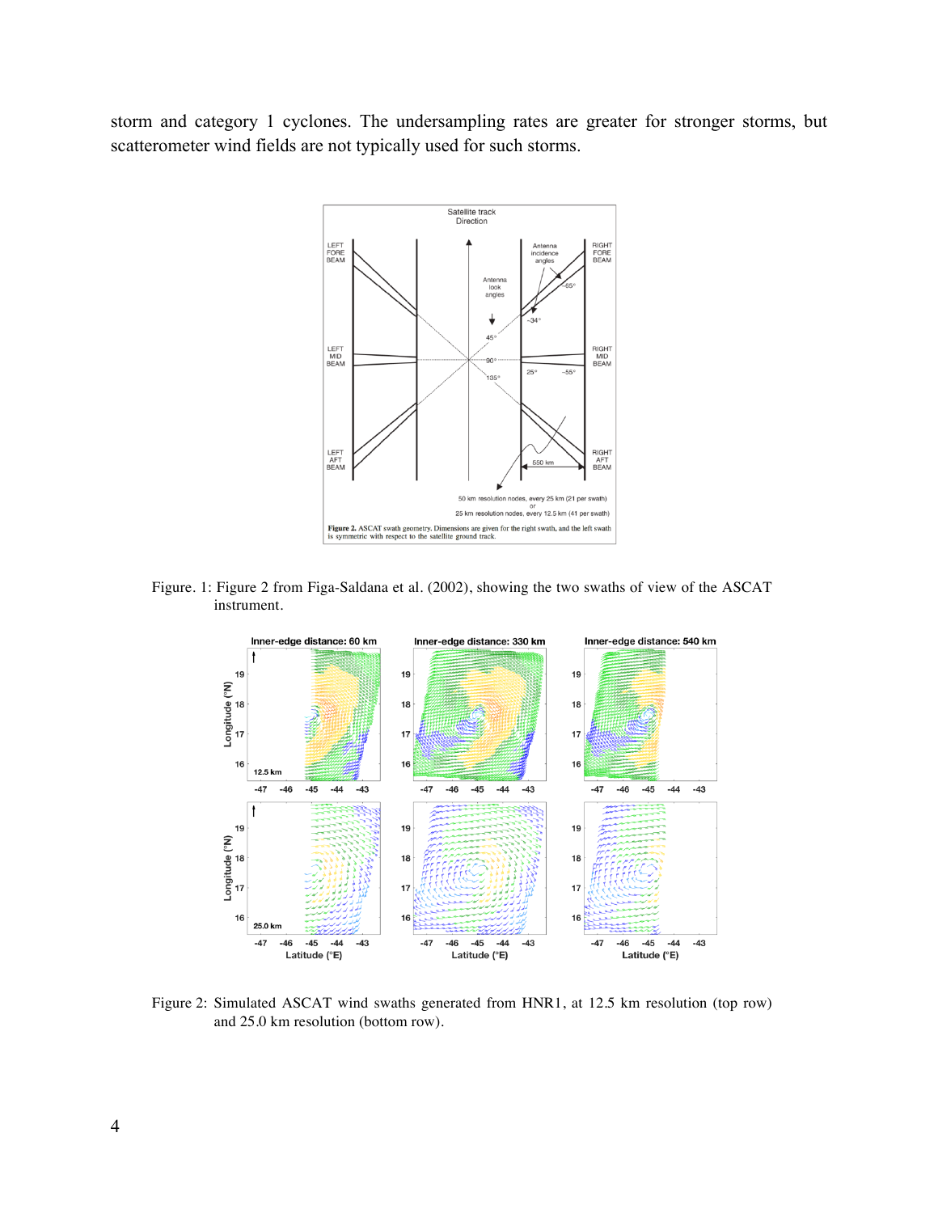storm and category 1 cyclones. The undersampling rates are greater for stronger storms, but scatterometer wind fields are not typically used for such storms.

Figure. 1: Figure 2 from Figa-Saldana et al. (2002), showing the two swaths of view of the ASCAT instrument.

Figure 2: Simulated ASCAT wind swaths generated from HNR1, at 12.5 km resolution (top row) and 25.0 km resolution (bottom row).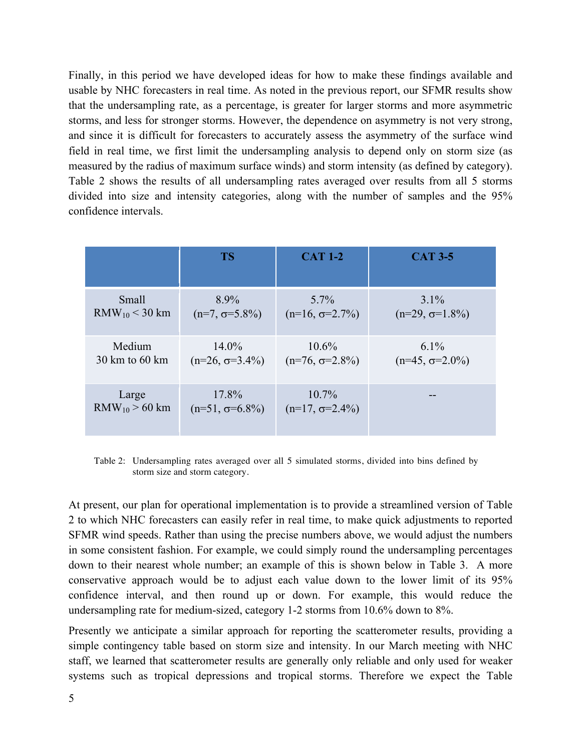Finally, in this period we have developed ideas for how to make these findings available and usable by NHC forecasters in real time. As noted in the previous report, our SFMR results show that the undersampling rate, as a percentage, is greater for larger storms and more asymmetric storms, and less for stronger storms. However, the dependence on asymmetry is not very strong, and since it is difficult for forecasters to accurately assess the asymmetry of the surface wind field in real time, we first limit the undersampling analysis to depend only on storm size (as measured by the radius of maximum surface winds) and storm intensity (as defined by category). Table 2 shows the results of all undersampling rates averaged over results from all 5 storms divided into size and intensity categories, along with the number of samples and the 95% confidence intervals.

| | **TS** | **CAT 1-2** | **CAT 3-5** |
|---|---|---|---|
| Small $RMW_{10} < 30$ km | 8.9% (n=7, σ=5.8%) | 5.7% (n=16, σ=2.7%) | 3.1% (n=29, σ=1.8%) |
| Medium 30 km to 60 km | 14.0% (n=26, σ=3.4%) | 10.6% (n=76, σ=2.8%) | 6.1% (n=45, σ=2.0%) |
| Large $RMW_{10} > 60$ km | 17.8% (n=51, σ=6.8%) | 10.7% (n=17, σ=2.4%) | -- |

Table 2: Undersampling rates averaged over all 5 simulated storms, divided into bins defined by storm size and storm category.

At present, our plan for operational implementation is to provide a streamlined version of Table 2 to which NHC forecasters can easily refer in real time, to make quick adjustments to reported SFMR wind speeds. Rather than using the precise numbers above, we would adjust the numbers in some consistent fashion. For example, we could simply round the undersampling percentages down to their nearest whole number; an example of this is shown below in Table 3. A more conservative approach would be to adjust each value down to the lower limit of its 95% confidence interval, and then round up or down. For example, this would reduce the undersampling rate for medium-sized, category 1-2 storms from 10.6% down to 8%.

Presently we anticipate a similar approach for reporting the scatterometer results, providing a simple contingency table based on storm size and intensity. In our March meeting with NHC staff, we learned that scatterometer results are generally only reliable and only used for weaker systems such as tropical depressions and tropical storms. Therefore we expect the Table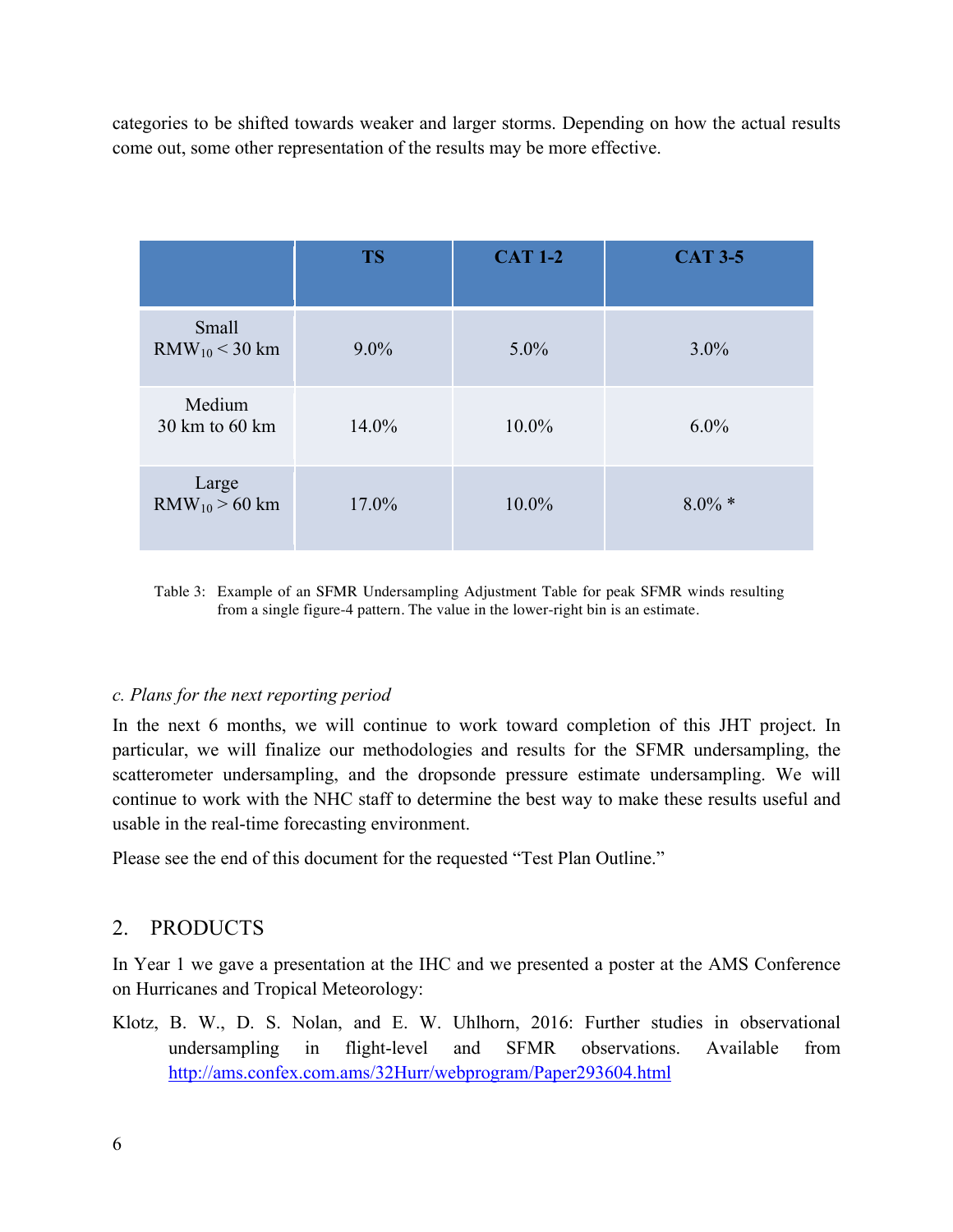categories to be shifted towards weaker and larger storms. Depending on how the actual results come out, some other representation of the results may be more effective.

| | TS | CAT 1-2 | CAT 3-5 |
|---|---|---|---|
| Small $RMW_{10}$ < 30 km | 9.0% | 5.0% | 3.0% |
| Medium 30 km to 60 km | 14.0% | 10.0% | 6.0% |
| Large $RMW_{10}$ > 60 km | 17.0% | 10.0% | 8.0% * |

Table 3: Example of an SFMR Undersampling Adjustment Table for peak SFMR winds resulting from a single figure-4 pattern. The value in the lower-right bin is an estimate.

*c. Plans for the next reporting period*

In the next 6 months, we will continue to work toward completion of this JHT project. In particular, we will finalize our methodologies and results for the SFMR undersampling, the scatterometer undersampling, and the dropsonde pressure estimate undersampling. We will continue to work with the NHC staff to determine the best way to make these results useful and usable in the real-time forecasting environment.

Please see the end of this document for the requested "Test Plan Outline."

## 2. PRODUCTS

In Year 1 we gave a presentation at the IHC and we presented a poster at the AMS Conference on Hurricanes and Tropical Meteorology:

Klotz, B. W., D. S. Nolan, and E. W. Uhlhorn, 2016: Further studies in observational undersampling in flight-level and SFMR observations. Available from http://ams.confex.com.ams/32Hurr/webprogram/Paper293604.html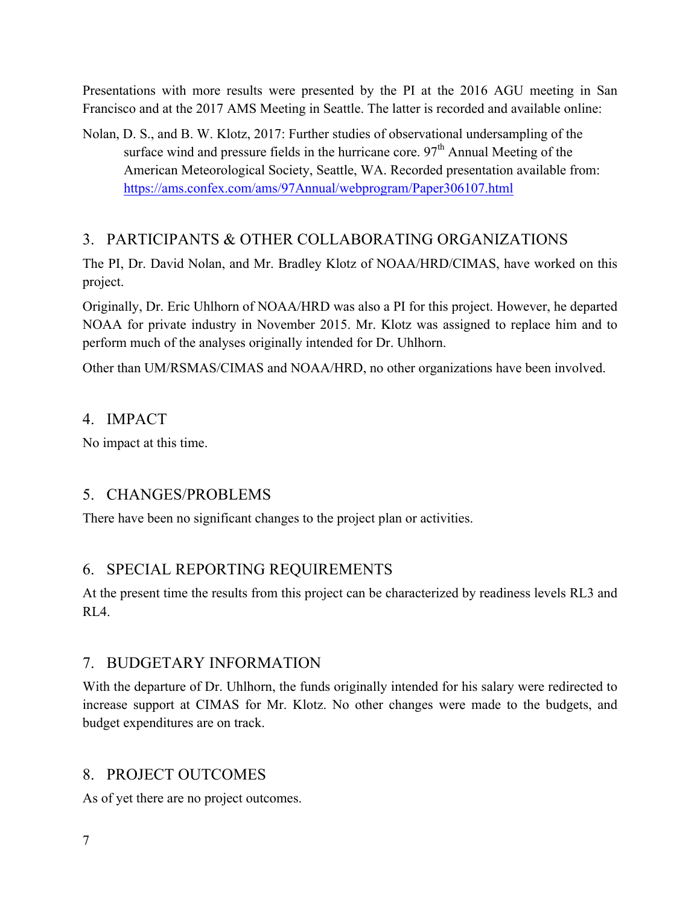Presentations with more results were presented by the PI at the 2016 AGU meeting in San Francisco and at the 2017 AMS Meeting in Seattle. The latter is recorded and available online:

Nolan, D. S., and B. W. Klotz, 2017: Further studies of observational undersampling of the surface wind and pressure fields in the hurricane core. 97th Annual Meeting of the American Meteorological Society, Seattle, WA. Recorded presentation available from: https://ams.confex.com/ams/97Annual/webprogram/Paper306107.html

## 3. PARTICIPANTS & OTHER COLLABORATING ORGANIZATIONS

The PI, Dr. David Nolan, and Mr. Bradley Klotz of NOAA/HRD/CIMAS, have worked on this project.

Originally, Dr. Eric Uhlhorn of NOAA/HRD was also a PI for this project. However, he departed NOAA for private industry in November 2015. Mr. Klotz was assigned to replace him and to perform much of the analyses originally intended for Dr. Uhlhorn.

Other than UM/RSMAS/CIMAS and NOAA/HRD, no other organizations have been involved.

## 4. IMPACT

No impact at this time.

## 5. CHANGES/PROBLEMS

There have been no significant changes to the project plan or activities.

## 6. SPECIAL REPORTING REQUIREMENTS

At the present time the results from this project can be characterized by readiness levels RL3 and RL4.

## 7. BUDGETARY INFORMATION

With the departure of Dr. Uhlhorn, the funds originally intended for his salary were redirected to increase support at CIMAS for Mr. Klotz. No other changes were made to the budgets, and budget expenditures are on track.

## 8. PROJECT OUTCOMES

As of yet there are no project outcomes.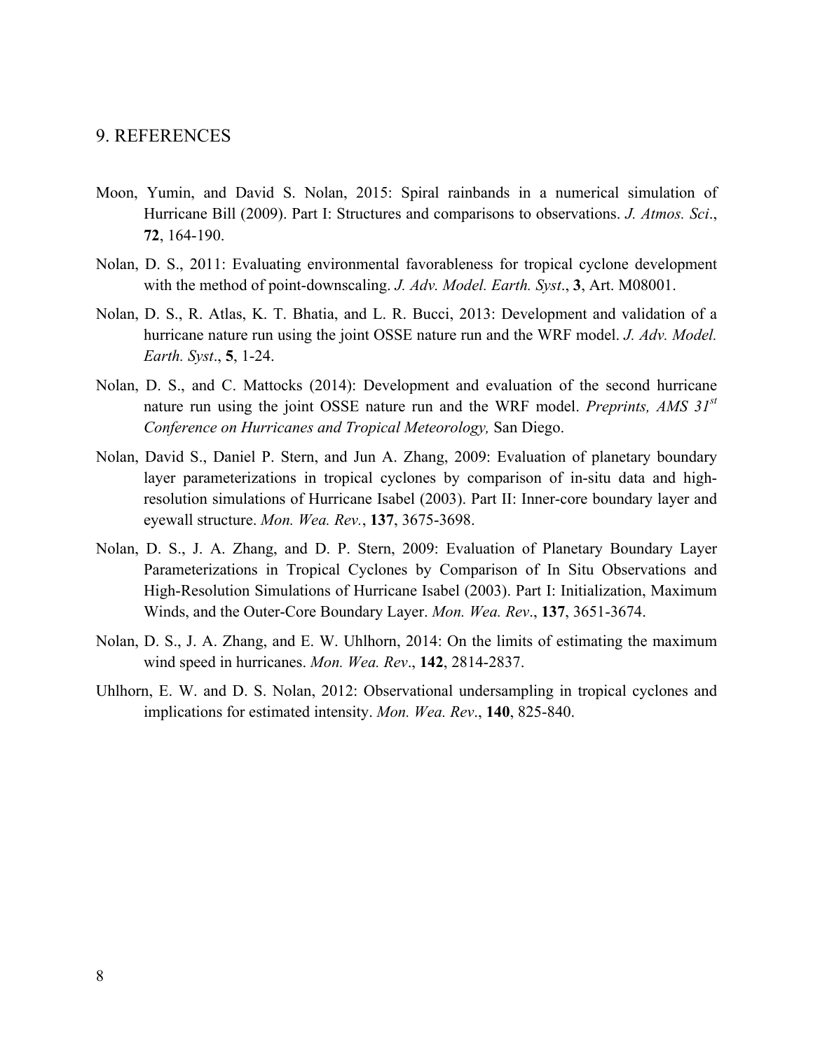## 9. REFERENCES

Moon, Yumin, and David S. Nolan, 2015: Spiral rainbands in a numerical simulation of Hurricane Bill (2009). Part I: Structures and comparisons to observations. *J. Atmos. Sci*., **72**, 164-190.

Nolan, D. S., 2011: Evaluating environmental favorableness for tropical cyclone development with the method of point-downscaling. *J. Adv. Model. Earth. Syst*., **3**, Art. M08001.

Nolan, D. S., R. Atlas, K. T. Bhatia, and L. R. Bucci, 2013: Development and validation of a hurricane nature run using the joint OSSE nature run and the WRF model. *J. Adv. Model. Earth. Syst*., **5**, 1-24.

Nolan, D. S., and C. Mattocks (2014): Development and evaluation of the second hurricane nature run using the joint OSSE nature run and the WRF model. *Preprints, AMS 31st Conference on Hurricanes and Tropical Meteorology,* San Diego.

Nolan, David S., Daniel P. Stern, and Jun A. Zhang, 2009: Evaluation of planetary boundary layer parameterizations in tropical cyclones by comparison of in-situ data and high-resolution simulations of Hurricane Isabel (2003). Part II: Inner-core boundary layer and eyewall structure. *Mon. Wea. Rev.*, **137**, 3675-3698.

Nolan, D. S., J. A. Zhang, and D. P. Stern, 2009: Evaluation of Planetary Boundary Layer Parameterizations in Tropical Cyclones by Comparison of In Situ Observations and High-Resolution Simulations of Hurricane Isabel (2003). Part I: Initialization, Maximum Winds, and the Outer-Core Boundary Layer. *Mon. Wea. Rev*., **137**, 3651-3674.

Nolan, D. S., J. A. Zhang, and E. W. Uhlhorn, 2014: On the limits of estimating the maximum wind speed in hurricanes. *Mon. Wea. Rev*., **142**, 2814-2837.

Uhlhorn, E. W. and D. S. Nolan, 2012: Observational undersampling in tropical cyclones and implications for estimated intensity. *Mon. Wea. Rev*., **140**, 825-840.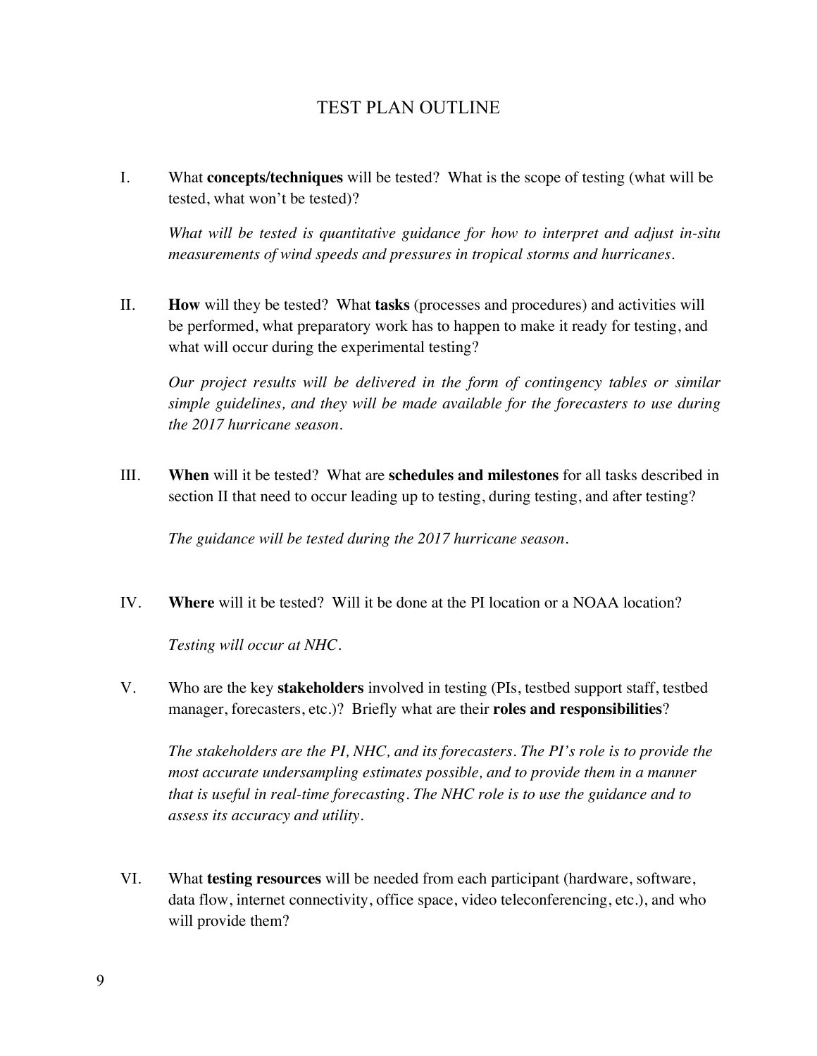# TEST PLAN OUTLINE

I. What **concepts/techniques** will be tested? What is the scope of testing (what will be tested, what won't be tested)?

*What will be tested is quantitative guidance for how to interpret and adjust in-situ measurements of wind speeds and pressures in tropical storms and hurricanes.*

II. **How** will they be tested? What **tasks** (processes and procedures) and activities will be performed, what preparatory work has to happen to make it ready for testing, and what will occur during the experimental testing?

*Our project results will be delivered in the form of contingency tables or similar simple guidelines, and they will be made available for the forecasters to use during the 2017 hurricane season.*

III. **When** will it be tested? What are **schedules and milestones** for all tasks described in section II that need to occur leading up to testing, during testing, and after testing?

*The guidance will be tested during the 2017 hurricane season.*

IV. **Where** will it be tested? Will it be done at the PI location or a NOAA location?

*Testing will occur at NHC.*

V. Who are the key **stakeholders** involved in testing (PIs, testbed support staff, testbed manager, forecasters, etc.)? Briefly what are their **roles and responsibilities**?

*The stakeholders are the PI, NHC, and its forecasters. The PI's role is to provide the most accurate undersampling estimates possible, and to provide them in a manner that is useful in real-time forecasting. The NHC role is to use the guidance and to assess its accuracy and utility.*

VI. What **testing resources** will be needed from each participant (hardware, software, data flow, internet connectivity, office space, video teleconferencing, etc.), and who will provide them?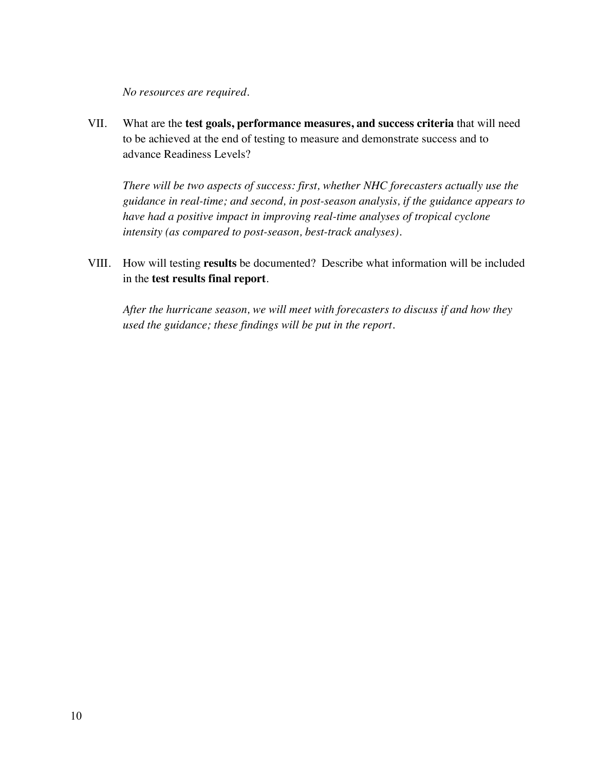*No resources are required.*

VII. What are the **test goals, performance measures, and success criteria** that will need to be achieved at the end of testing to measure and demonstrate success and to advance Readiness Levels?

*There will be two aspects of success: first, whether NHC forecasters actually use the guidance in real-time; and second, in post-season analysis, if the guidance appears to have had a positive impact in improving real-time analyses of tropical cyclone intensity (as compared to post-season, best-track analyses).*

VIII. How will testing **results** be documented? Describe what information will be included in the **test results final report**.

*After the hurricane season, we will meet with forecasters to discuss if and how they used the guidance; these findings will be put in the report.*